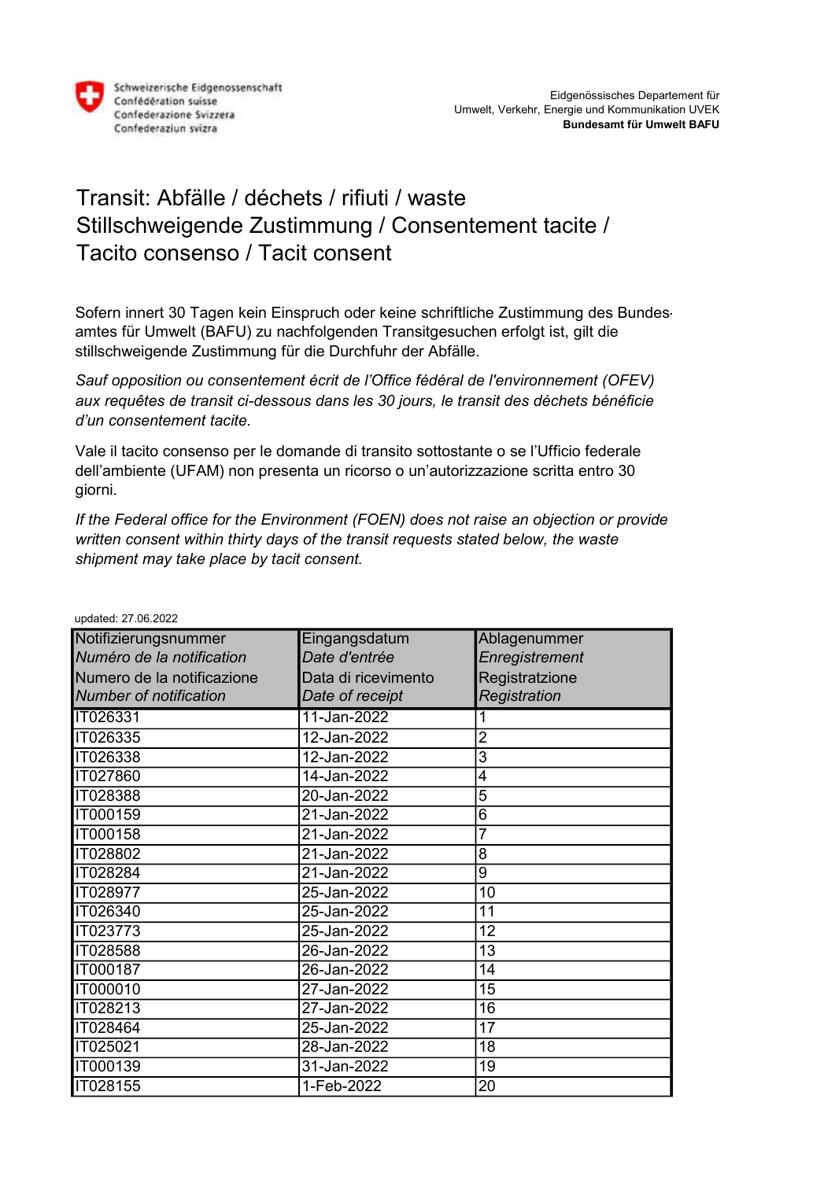Schweizerische Eidgenossenschaft
Confédération suisse
Confederazione Svizzera
Confederaziun svizra

Eidgenössisches Departement für
Umwelt, Verkehr, Energie und Kommunikation UVEK
**Bundesamt für Umwelt BAFU**

# Transit: Abfälle / déchets / rifiuti / waste
# Stillschweigende Zustimmung / Consentement tacite / Tacito consenso / Tacit consent

Sofern innert 30 Tagen kein Einspruch oder keine schriftliche Zustimmung des Bundesamtes für Umwelt (BAFU) zu nachfolgenden Transitgesuchen erfolgt ist, gilt die stillschweigende Zustimmung für die Durchfuhr der Abfälle.

*Sauf opposition ou consentement écrit de l'Office fédéral de l'environnement (OFEV) aux requêtes de transit ci-dessous dans les 30 jours, le transit des déchets bénéficie d'un consentement tacite.*

Vale il tacito consenso per le domande di transito sottostante o se l'Ufficio federale dell'ambiente (UFAM) non presenta un ricorso o un'autorizzazione scritta entro 30 giorni.

*If the Federal office for the Environment (FOEN) does not raise an objection or provide written consent within thirty days of the transit requests stated below, the waste shipment may take place by tacit consent.*

updated: 27.06.2022

| Notifizierungsnummer<br>*Numéro de la notification*<br>Numero de la notificazione<br>*Number of notification* | Eingangsdatum<br>*Date d'entrée*<br>Data di ricevimento<br>*Date of receipt* | Ablagenummer<br>*Enregistrement*<br>Registratzione<br>*Registration* |
|---|---|---|
| IT026331 | 11-Jan-2022 | 1 |
| IT026335 | 12-Jan-2022 | 2 |
| IT026338 | 12-Jan-2022 | 3 |
| IT027860 | 14-Jan-2022 | 4 |
| IT028388 | 20-Jan-2022 | 5 |
| IT000159 | 21-Jan-2022 | 6 |
| IT000158 | 21-Jan-2022 | 7 |
| IT028802 | 21-Jan-2022 | 8 |
| IT028284 | 21-Jan-2022 | 9 |
| IT028977 | 25-Jan-2022 | 10 |
| IT026340 | 25-Jan-2022 | 11 |
| IT023773 | 25-Jan-2022 | 12 |
| IT028588 | 26-Jan-2022 | 13 |
| IT000187 | 26-Jan-2022 | 14 |
| IT000010 | 27-Jan-2022 | 15 |
| IT028213 | 27-Jan-2022 | 16 |
| IT028464 | 25-Jan-2022 | 17 |
| IT025021 | 28-Jan-2022 | 18 |
| IT000139 | 31-Jan-2022 | 19 |
| IT028155 | 1-Feb-2022 | 20 |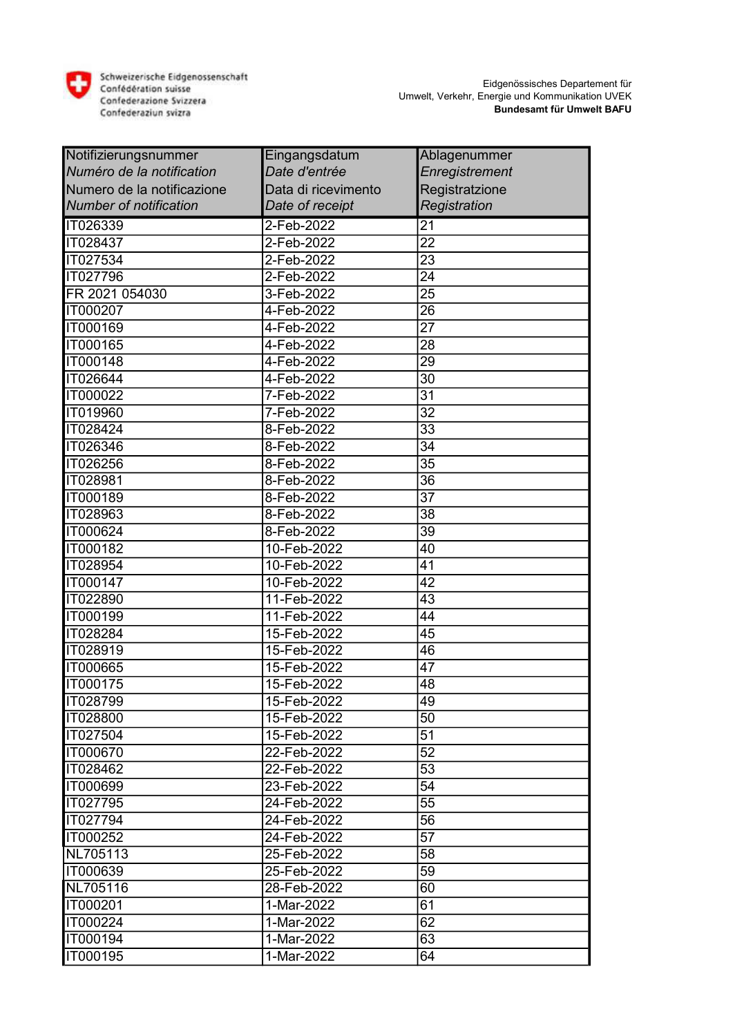Schweizerische Eidgenossenschaft
Confédération suisse
Confederazione Svizzera
Confederaziun svizra

Eidgenössisches Departement für Umwelt, Verkehr, Energie und Kommunikation UVEK
**Bundesamt für Umwelt BAFU**

| Notifizierungsnummer<br>*Numéro de la notification*<br>Numero de la notificazione<br>*Number of notification* | Eingangsdatum<br>*Date d'entrée*<br>Data di ricevimento<br>*Date of receipt* | Ablagenummer<br>*Enregistrement*<br>Registratzione<br>*Registration* |
|---|---|---|
| IT026339 | 2-Feb-2022 | 21 |
| IT028437 | 2-Feb-2022 | 22 |
| IT027534 | 2-Feb-2022 | 23 |
| IT027796 | 2-Feb-2022 | 24 |
| FR 2021 054030 | 3-Feb-2022 | 25 |
| IT000207 | 4-Feb-2022 | 26 |
| IT000169 | 4-Feb-2022 | 27 |
| IT000165 | 4-Feb-2022 | 28 |
| IT000148 | 4-Feb-2022 | 29 |
| IT026644 | 4-Feb-2022 | 30 |
| IT000022 | 7-Feb-2022 | 31 |
| IT019960 | 7-Feb-2022 | 32 |
| IT028424 | 8-Feb-2022 | 33 |
| IT026346 | 8-Feb-2022 | 34 |
| IT026256 | 8-Feb-2022 | 35 |
| IT028981 | 8-Feb-2022 | 36 |
| IT000189 | 8-Feb-2022 | 37 |
| IT028963 | 8-Feb-2022 | 38 |
| IT000624 | 8-Feb-2022 | 39 |
| IT000182 | 10-Feb-2022 | 40 |
| IT028954 | 10-Feb-2022 | 41 |
| IT000147 | 10-Feb-2022 | 42 |
| IT022890 | 11-Feb-2022 | 43 |
| IT000199 | 11-Feb-2022 | 44 |
| IT028284 | 15-Feb-2022 | 45 |
| IT028919 | 15-Feb-2022 | 46 |
| IT000665 | 15-Feb-2022 | 47 |
| IT000175 | 15-Feb-2022 | 48 |
| IT028799 | 15-Feb-2022 | 49 |
| IT028800 | 15-Feb-2022 | 50 |
| IT027504 | 15-Feb-2022 | 51 |
| IT000670 | 22-Feb-2022 | 52 |
| IT028462 | 22-Feb-2022 | 53 |
| IT000699 | 23-Feb-2022 | 54 |
| IT027795 | 24-Feb-2022 | 55 |
| IT027794 | 24-Feb-2022 | 56 |
| IT000252 | 24-Feb-2022 | 57 |
| NL705113 | 25-Feb-2022 | 58 |
| IT000639 | 25-Feb-2022 | 59 |
| NL705116 | 28-Feb-2022 | 60 |
| IT000201 | 1-Mar-2022 | 61 |
| IT000224 | 1-Mar-2022 | 62 |
| IT000194 | 1-Mar-2022 | 63 |
| IT000195 | 1-Mar-2022 | 64 |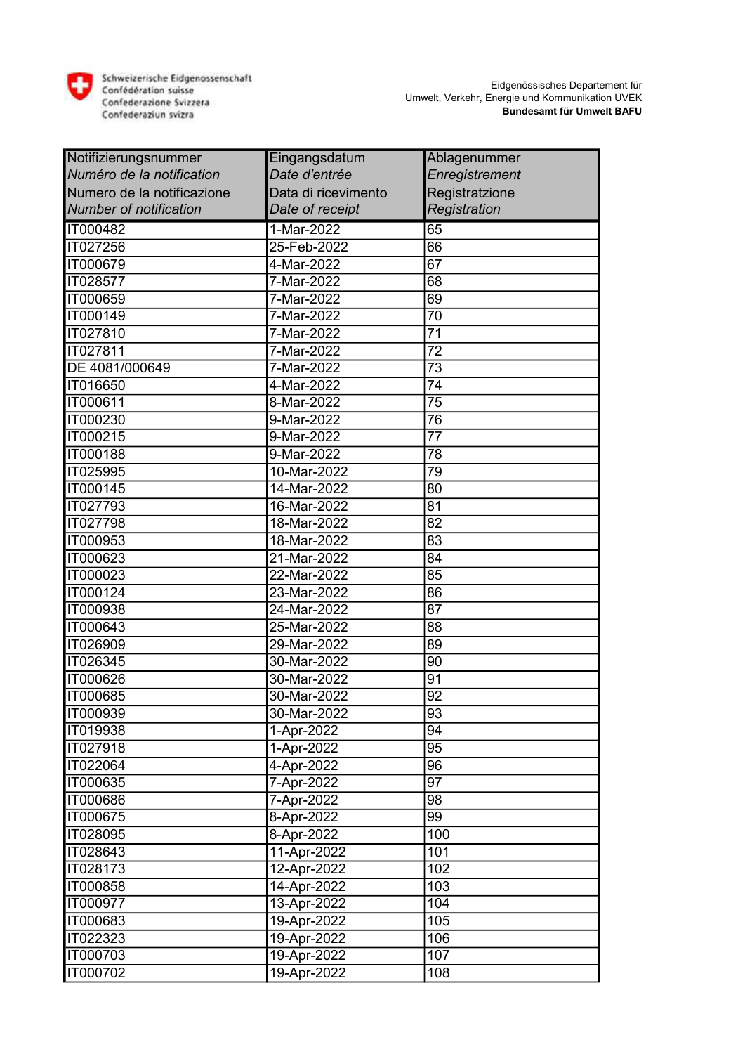Schweizerische Eidgenossenschaft
Confédération suisse
Confederazione Svizzera
Confederaziun svizra

Eidgenössisches Departement für
Umwelt, Verkehr, Energie und Kommunikation UVEK
**Bundesamt für Umwelt BAFU**

| Notifizierungsnummer<br>*Numéro de la notification*<br>Numero de la notificazione<br>*Number of notification* | Eingangsdatum<br>*Date d'entrée*<br>Data di ricevimento<br>*Date of receipt* | Ablagenummer<br>*Enregistrement*<br>Registratzione<br>*Registration* |
|---|---|---|
| IT000482 | 1-Mar-2022 | 65 |
| IT027256 | 25-Feb-2022 | 66 |
| IT000679 | 4-Mar-2022 | 67 |
| IT028577 | 7-Mar-2022 | 68 |
| IT000659 | 7-Mar-2022 | 69 |
| IT000149 | 7-Mar-2022 | 70 |
| IT027810 | 7-Mar-2022 | 71 |
| IT027811 | 7-Mar-2022 | 72 |
| DE 4081/000649 | 7-Mar-2022 | 73 |
| IT016650 | 4-Mar-2022 | 74 |
| IT000611 | 8-Mar-2022 | 75 |
| IT000230 | 9-Mar-2022 | 76 |
| IT000215 | 9-Mar-2022 | 77 |
| IT000188 | 9-Mar-2022 | 78 |
| IT025995 | 10-Mar-2022 | 79 |
| IT000145 | 14-Mar-2022 | 80 |
| IT027793 | 16-Mar-2022 | 81 |
| IT027798 | 18-Mar-2022 | 82 |
| IT000953 | 18-Mar-2022 | 83 |
| IT000623 | 21-Mar-2022 | 84 |
| IT000023 | 22-Mar-2022 | 85 |
| IT000124 | 23-Mar-2022 | 86 |
| IT000938 | 24-Mar-2022 | 87 |
| IT000643 | 25-Mar-2022 | 88 |
| IT026909 | 29-Mar-2022 | 89 |
| IT026345 | 30-Mar-2022 | 90 |
| IT000626 | 30-Mar-2022 | 91 |
| IT000685 | 30-Mar-2022 | 92 |
| IT000939 | 30-Mar-2022 | 93 |
| IT019938 | 1-Apr-2022 | 94 |
| IT027918 | 1-Apr-2022 | 95 |
| IT022064 | 4-Apr-2022 | 96 |
| IT000635 | 7-Apr-2022 | 97 |
| IT000686 | 7-Apr-2022 | 98 |
| IT000675 | 8-Apr-2022 | 99 |
| IT028095 | 8-Apr-2022 | 100 |
| IT028643 | 11-Apr-2022 | 101 |
| ~~IT028173~~ | ~~12-Apr-2022~~ | ~~102~~ |
| IT000858 | 14-Apr-2022 | 103 |
| IT000977 | 13-Apr-2022 | 104 |
| IT000683 | 19-Apr-2022 | 105 |
| IT022323 | 19-Apr-2022 | 106 |
| IT000703 | 19-Apr-2022 | 107 |
| IT000702 | 19-Apr-2022 | 108 |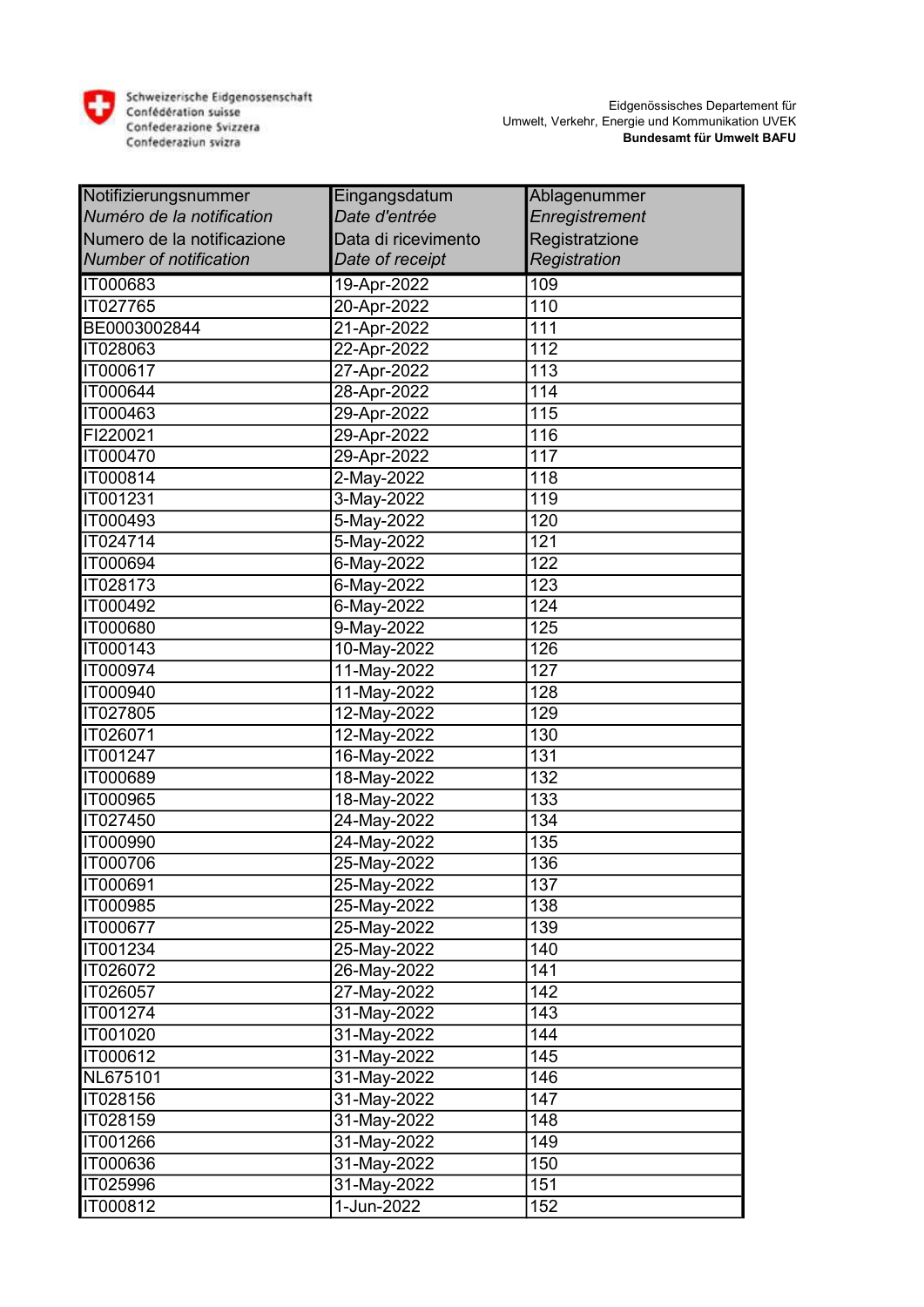Schweizerische Eidgenossenschaft
Confédération suisse
Confederazione Svizzera
Confederaziun svizra

Eidgenössisches Departement für
Umwelt, Verkehr, Energie und Kommunikation UVEK
**Bundesamt für Umwelt BAFU**

| Notifizierungsnummer<br>*Numéro de la notification*<br>Numero de la notificazione<br>*Number of notification* | Eingangsdatum<br>*Date d'entrée*<br>Data di ricevimento<br>*Date of receipt* | Ablagenummer<br>*Enregistrement*<br>Registratzione<br>*Registration* |
|---|---|---|
| IT000683 | 19-Apr-2022 | 109 |
| IT027765 | 20-Apr-2022 | 110 |
| BE0003002844 | 21-Apr-2022 | 111 |
| IT028063 | 22-Apr-2022 | 112 |
| IT000617 | 27-Apr-2022 | 113 |
| IT000644 | 28-Apr-2022 | 114 |
| IT000463 | 29-Apr-2022 | 115 |
| FI220021 | 29-Apr-2022 | 116 |
| IT000470 | 29-Apr-2022 | 117 |
| IT000814 | 2-May-2022 | 118 |
| IT001231 | 3-May-2022 | 119 |
| IT000493 | 5-May-2022 | 120 |
| IT024714 | 5-May-2022 | 121 |
| IT000694 | 6-May-2022 | 122 |
| IT028173 | 6-May-2022 | 123 |
| IT000492 | 6-May-2022 | 124 |
| IT000680 | 9-May-2022 | 125 |
| IT000143 | 10-May-2022 | 126 |
| IT000974 | 11-May-2022 | 127 |
| IT000940 | 11-May-2022 | 128 |
| IT027805 | 12-May-2022 | 129 |
| IT026071 | 12-May-2022 | 130 |
| IT001247 | 16-May-2022 | 131 |
| IT000689 | 18-May-2022 | 132 |
| IT000965 | 18-May-2022 | 133 |
| IT027450 | 24-May-2022 | 134 |
| IT000990 | 24-May-2022 | 135 |
| IT000706 | 25-May-2022 | 136 |
| IT000691 | 25-May-2022 | 137 |
| IT000985 | 25-May-2022 | 138 |
| IT000677 | 25-May-2022 | 139 |
| IT001234 | 25-May-2022 | 140 |
| IT026072 | 26-May-2022 | 141 |
| IT026057 | 27-May-2022 | 142 |
| IT001274 | 31-May-2022 | 143 |
| IT001020 | 31-May-2022 | 144 |
| IT000612 | 31-May-2022 | 145 |
| NL675101 | 31-May-2022 | 146 |
| IT028156 | 31-May-2022 | 147 |
| IT028159 | 31-May-2022 | 148 |
| IT001266 | 31-May-2022 | 149 |
| IT000636 | 31-May-2022 | 150 |
| IT025996 | 31-May-2022 | 151 |
| IT000812 | 1-Jun-2022 | 152 |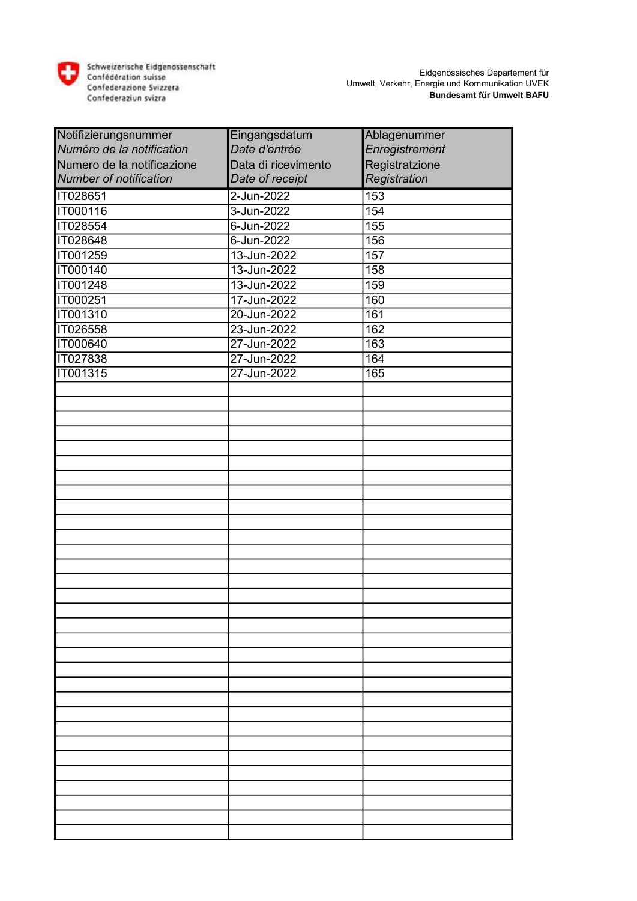Schweizerische Eidgenossenschaft
Confédération suisse
Confederazione Svizzera
Confederaziun svizra

Eidgenössisches Departement für
Umwelt, Verkehr, Energie und Kommunikation UVEK
**Bundesamt für Umwelt BAFU**

| Notifizierungsnummer<br>*Numéro de la notification*<br>Numero de la notificazione<br>*Number of notification* | Eingangsdatum<br>*Date d'entrée*<br>Data di ricevimento<br>*Date of receipt* | Ablagenummer<br>*Enregistrement*<br>Registratzione<br>*Registration* |
|---|---|---|
| IT028651 | 2-Jun-2022 | 153 |
| IT000116 | 3-Jun-2022 | 154 |
| IT028554 | 6-Jun-2022 | 155 |
| IT028648 | 6-Jun-2022 | 156 |
| IT001259 | 13-Jun-2022 | 157 |
| IT000140 | 13-Jun-2022 | 158 |
| IT001248 | 13-Jun-2022 | 159 |
| IT000251 | 17-Jun-2022 | 160 |
| IT001310 | 20-Jun-2022 | 161 |
| IT026558 | 23-Jun-2022 | 162 |
| IT000640 | 27-Jun-2022 | 163 |
| IT027838 | 27-Jun-2022 | 164 |
| IT001315 | 27-Jun-2022 | 165 |